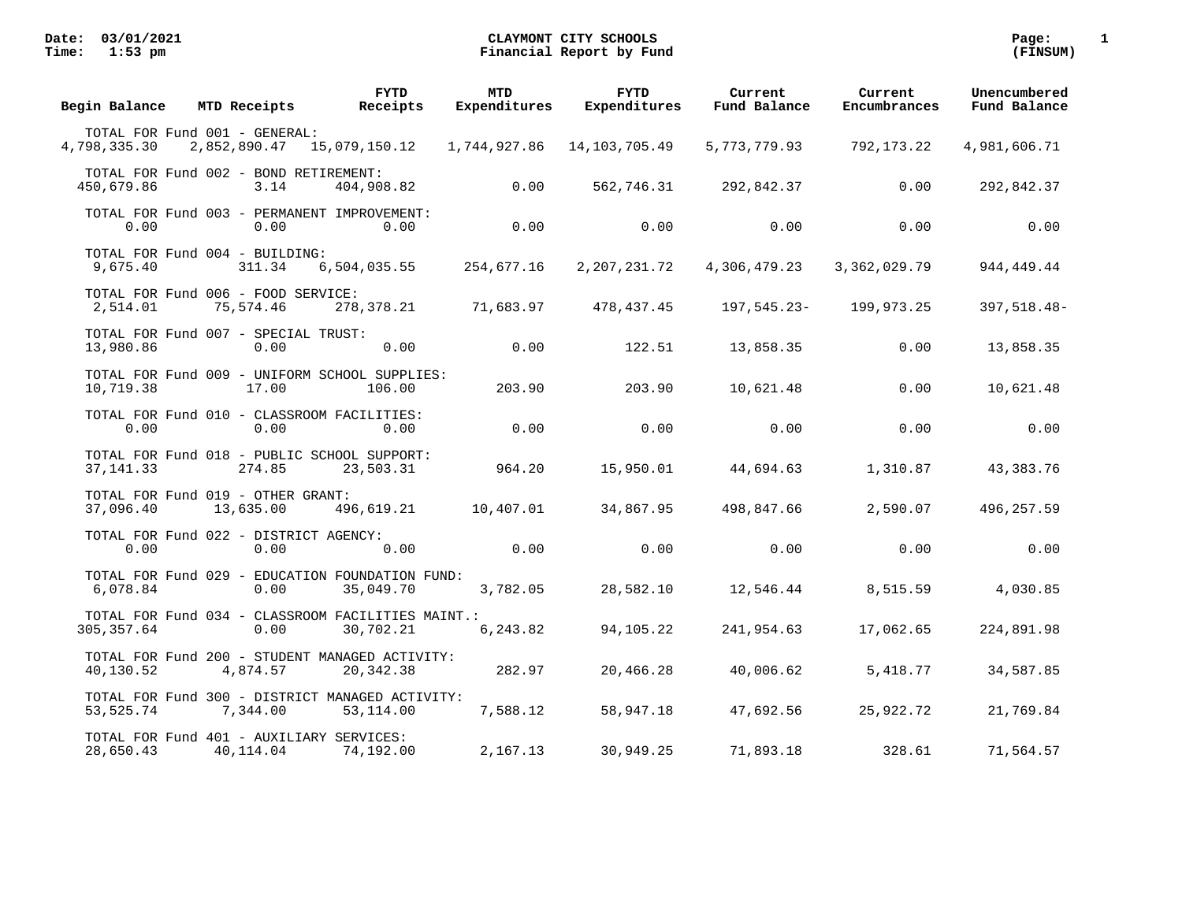# CLAYMONT CITY SCHOOLS

## Financial Report by Fund

Date: 03/01/2021
Time: 1:53 pm

Page: 1
(FINSUM)

| Begin Balance | MTD Receipts | FYTD Receipts | MTD Expenditures | FYTD Expenditures | Current Fund Balance | Current Encumbrances | Unencumbered Fund Balance |
|---|---|---|---|---|---|---|---|
| **TOTAL FOR Fund 001 - GENERAL:** | | | | | | | |
| 4,798,335.30 | 2,852,890.47 | 15,079,150.12 | 1,744,927.86 | 14,103,705.49 | 5,773,779.93 | 792,173.22 | 4,981,606.71 |
| **TOTAL FOR Fund 002 - BOND RETIREMENT:** | | | | | | | |
| 450,679.86 | 3.14 | 404,908.82 | 0.00 | 562,746.31 | 292,842.37 | 0.00 | 292,842.37 |
| **TOTAL FOR Fund 003 - PERMANENT IMPROVEMENT:** | | | | | | | |
| 0.00 | 0.00 | 0.00 | 0.00 | 0.00 | 0.00 | 0.00 | 0.00 |
| **TOTAL FOR Fund 004 - BUILDING:** | | | | | | | |
| 9,675.40 | 311.34 | 6,504,035.55 | 254,677.16 | 2,207,231.72 | 4,306,479.23 | 3,362,029.79 | 944,449.44 |
| **TOTAL FOR Fund 006 - FOOD SERVICE:** | | | | | | | |
| 2,514.01 | 75,574.46 | 278,378.21 | 71,683.97 | 478,437.45 | 197,545.23- | 199,973.25 | 397,518.48- |
| **TOTAL FOR Fund 007 - SPECIAL TRUST:** | | | | | | | |
| 13,980.86 | 0.00 | 0.00 | 0.00 | 122.51 | 13,858.35 | 0.00 | 13,858.35 |
| **TOTAL FOR Fund 009 - UNIFORM SCHOOL SUPPLIES:** | | | | | | | |
| 10,719.38 | 17.00 | 106.00 | 203.90 | 203.90 | 10,621.48 | 0.00 | 10,621.48 |
| **TOTAL FOR Fund 010 - CLASSROOM FACILITIES:** | | | | | | | |
| 0.00 | 0.00 | 0.00 | 0.00 | 0.00 | 0.00 | 0.00 | 0.00 |
| **TOTAL FOR Fund 018 - PUBLIC SCHOOL SUPPORT:** | | | | | | | |
| 37,141.33 | 274.85 | 23,503.31 | 964.20 | 15,950.01 | 44,694.63 | 1,310.87 | 43,383.76 |
| **TOTAL FOR Fund 019 - OTHER GRANT:** | | | | | | | |
| 37,096.40 | 13,635.00 | 496,619.21 | 10,407.01 | 34,867.95 | 498,847.66 | 2,590.07 | 496,257.59 |
| **TOTAL FOR Fund 022 - DISTRICT AGENCY:** | | | | | | | |
| 0.00 | 0.00 | 0.00 | 0.00 | 0.00 | 0.00 | 0.00 | 0.00 |
| **TOTAL FOR Fund 029 - EDUCATION FOUNDATION FUND:** | | | | | | | |
| 6,078.84 | 0.00 | 35,049.70 | 3,782.05 | 28,582.10 | 12,546.44 | 8,515.59 | 4,030.85 |
| **TOTAL FOR Fund 034 - CLASSROOM FACILITIES MAINT.:** | | | | | | | |
| 305,357.64 | 0.00 | 30,702.21 | 6,243.82 | 94,105.22 | 241,954.63 | 17,062.65 | 224,891.98 |
| **TOTAL FOR Fund 200 - STUDENT MANAGED ACTIVITY:** | | | | | | | |
| 40,130.52 | 4,874.57 | 20,342.38 | 282.97 | 20,466.28 | 40,006.62 | 5,418.77 | 34,587.85 |
| **TOTAL FOR Fund 300 - DISTRICT MANAGED ACTIVITY:** | | | | | | | |
| 53,525.74 | 7,344.00 | 53,114.00 | 7,588.12 | 58,947.18 | 47,692.56 | 25,922.72 | 21,769.84 |
| **TOTAL FOR Fund 401 - AUXILIARY SERVICES:** | | | | | | | |
| 28,650.43 | 40,114.04 | 74,192.00 | 2,167.13 | 30,949.25 | 71,893.18 | 328.61 | 71,564.57 |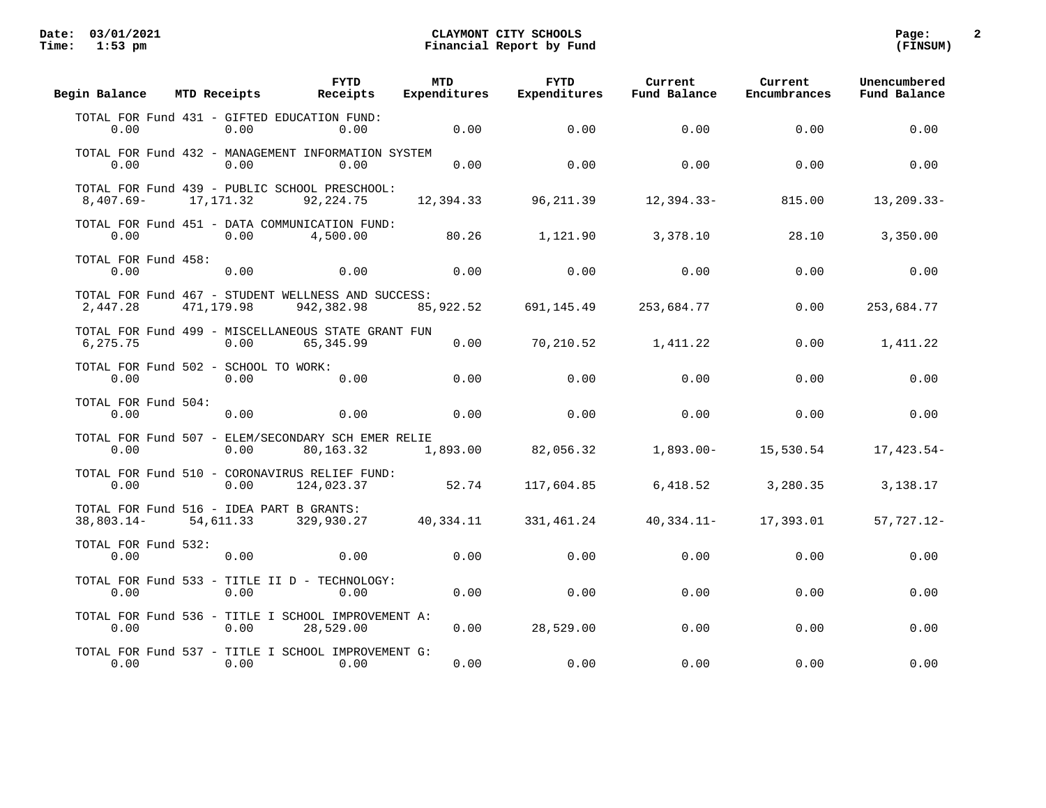**CLAYMONT CITY SCHOOLS**
**Financial Report by Fund**

Date: 03/01/2021
Time: 1:53 pm

(FINSUM)

| Begin Balance | MTD Receipts | FYTD Receipts | MTD Expenditures | FYTD Expenditures | Current Fund Balance | Current Encumbrances | Unencumbered Fund Balance |
|---|---|---|---|---|---|---|---|
| TOTAL FOR Fund 431 - GIFTED EDUCATION FUND: | | | | | | | |
| 0.00 | 0.00 | 0.00 | 0.00 | 0.00 | 0.00 | 0.00 | 0.00 |
| TOTAL FOR Fund 432 - MANAGEMENT INFORMATION SYSTEM | | | | | | | |
| 0.00 | 0.00 | 0.00 | 0.00 | 0.00 | 0.00 | 0.00 | 0.00 |
| TOTAL FOR Fund 439 - PUBLIC SCHOOL PRESCHOOL: | | | | | | | |
| 8,407.69- | 17,171.32 | 92,224.75 | 12,394.33 | 96,211.39 | 12,394.33- | 815.00 | 13,209.33- |
| TOTAL FOR Fund 451 - DATA COMMUNICATION FUND: | | | | | | | |
| 0.00 | 0.00 | 4,500.00 | 80.26 | 1,121.90 | 3,378.10 | 28.10 | 3,350.00 |
| TOTAL FOR Fund 458: | | | | | | | |
| 0.00 | 0.00 | 0.00 | 0.00 | 0.00 | 0.00 | 0.00 | 0.00 |
| TOTAL FOR Fund 467 - STUDENT WELLNESS AND SUCCESS: | | | | | | | |
| 2,447.28 | 471,179.98 | 942,382.98 | 85,922.52 | 691,145.49 | 253,684.77 | 0.00 | 253,684.77 |
| TOTAL FOR Fund 499 - MISCELLANEOUS STATE GRANT FUN | | | | | | | |
| 6,275.75 | 0.00 | 65,345.99 | 0.00 | 70,210.52 | 1,411.22 | 0.00 | 1,411.22 |
| TOTAL FOR Fund 502 - SCHOOL TO WORK: | | | | | | | |
| 0.00 | 0.00 | 0.00 | 0.00 | 0.00 | 0.00 | 0.00 | 0.00 |
| TOTAL FOR Fund 504: | | | | | | | |
| 0.00 | 0.00 | 0.00 | 0.00 | 0.00 | 0.00 | 0.00 | 0.00 |
| TOTAL FOR Fund 507 - ELEM/SECONDARY SCH EMER RELIE | | | | | | | |
| 0.00 | 0.00 | 80,163.32 | 1,893.00 | 82,056.32 | 1,893.00- | 15,530.54 | 17,423.54- |
| TOTAL FOR Fund 510 - CORONAVIRUS RELIEF FUND: | | | | | | | |
| 0.00 | 0.00 | 124,023.37 | 52.74 | 117,604.85 | 6,418.52 | 3,280.35 | 3,138.17 |
| TOTAL FOR Fund 516 - IDEA PART B GRANTS: | | | | | | | |
| 38,803.14- | 54,611.33 | 329,930.27 | 40,334.11 | 331,461.24 | 40,334.11- | 17,393.01 | 57,727.12- |
| TOTAL FOR Fund 532: | | | | | | | |
| 0.00 | 0.00 | 0.00 | 0.00 | 0.00 | 0.00 | 0.00 | 0.00 |
| TOTAL FOR Fund 533 - TITLE II D - TECHNOLOGY: | | | | | | | |
| 0.00 | 0.00 | 0.00 | 0.00 | 0.00 | 0.00 | 0.00 | 0.00 |
| TOTAL FOR Fund 536 - TITLE I SCHOOL IMPROVEMENT A: | | | | | | | |
| 0.00 | 0.00 | 28,529.00 | 0.00 | 28,529.00 | 0.00 | 0.00 | 0.00 |
| TOTAL FOR Fund 537 - TITLE I SCHOOL IMPROVEMENT G: | | | | | | | |
| 0.00 | 0.00 | 0.00 | 0.00 | 0.00 | 0.00 | 0.00 | 0.00 |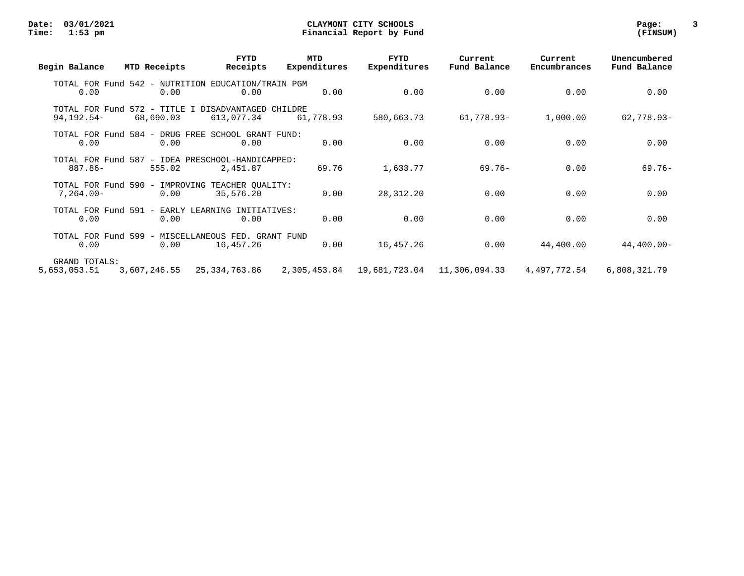| Begin Balance | MTD Receipts | FYTD Receipts | MTD Expenditures | FYTD Expenditures | Current Fund Balance | Current Encumbrances | Unencumbered Fund Balance |
|---|---|---|---|---|---|---|---|
| TOTAL FOR Fund 542 - NUTRITION EDUCATION/TRAIN PGM | | | | | | | |
| 0.00 | 0.00 | 0.00 | 0.00 | 0.00 | 0.00 | 0.00 | 0.00 |
| TOTAL FOR Fund 572 - TITLE I DISADVANTAGED CHILDRE | | | | | | | |
| 94,192.54- | 68,690.03 | 613,077.34 | 61,778.93 | 580,663.73 | 61,778.93- | 1,000.00 | 62,778.93- |
| TOTAL FOR Fund 584 - DRUG FREE SCHOOL GRANT FUND: | | | | | | | |
| 0.00 | 0.00 | 0.00 | 0.00 | 0.00 | 0.00 | 0.00 | 0.00 |
| TOTAL FOR Fund 587 - IDEA PRESCHOOL-HANDICAPPED: | | | | | | | |
| 887.86- | 555.02 | 2,451.87 | 69.76 | 1,633.77 | 69.76- | 0.00 | 69.76- |
| TOTAL FOR Fund 590 - IMPROVING TEACHER QUALITY: | | | | | | | |
| 7,264.00- | 0.00 | 35,576.20 | 0.00 | 28,312.20 | 0.00 | 0.00 | 0.00 |
| TOTAL FOR Fund 591 - EARLY LEARNING INITIATIVES: | | | | | | | |
| 0.00 | 0.00 | 0.00 | 0.00 | 0.00 | 0.00 | 0.00 | 0.00 |
| TOTAL FOR Fund 599 - MISCELLANEOUS FED. GRANT FUND | | | | | | | |
| 0.00 | 0.00 | 16,457.26 | 0.00 | 16,457.26 | 0.00 | 44,400.00 | 44,400.00- |
| GRAND TOTALS: | | | | | | | |
| 5,653,053.51 | 3,607,246.55 | 25,334,763.86 | 2,305,453.84 | 19,681,723.04 | 11,306,094.33 | 4,497,772.54 | 6,808,321.79 |